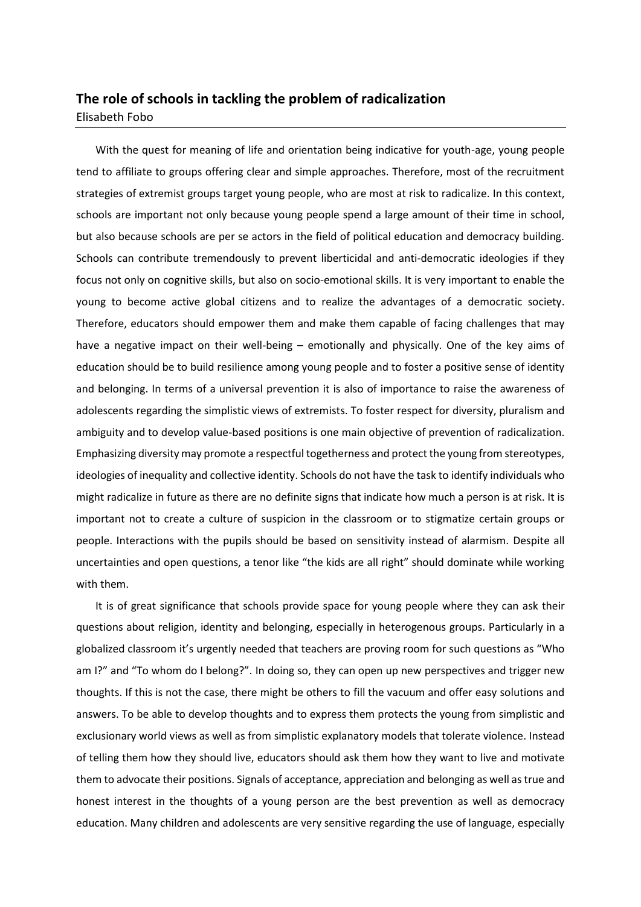## The role of schools in tackling the problem of radicalization

Elisabeth Fobo

With the quest for meaning of life and orientation being indicative for youth-age, young people tend to affiliate to groups offering clear and simple approaches. Therefore, most of the recruitment strategies of extremist groups target young people, who are most at risk to radicalize. In this context, schools are important not only because young people spend a large amount of their time in school, but also because schools are per se actors in the field of political education and democracy building. Schools can contribute tremendously to prevent liberticidal and anti-democratic ideologies if they focus not only on cognitive skills, but also on socio-emotional skills. It is very important to enable the young to become active global citizens and to realize the advantages of a democratic society. Therefore, educators should empower them and make them capable of facing challenges that may have a negative impact on their well-being – emotionally and physically. One of the key aims of education should be to build resilience among young people and to foster a positive sense of identity and belonging. In terms of a universal prevention it is also of importance to raise the awareness of adolescents regarding the simplistic views of extremists. To foster respect for diversity, pluralism and ambiguity and to develop value-based positions is one main objective of prevention of radicalization. Emphasizing diversity may promote a respectful togetherness and protect the young from stereotypes, ideologies of inequality and collective identity. Schools do not have the task to identify individuals who might radicalize in future as there are no definite signs that indicate how much a person is at risk. It is important not to create a culture of suspicion in the classroom or to stigmatize certain groups or people. Interactions with the pupils should be based on sensitivity instead of alarmism. Despite all uncertainties and open questions, a tenor like "the kids are all right" should dominate while working with them.

It is of great significance that schools provide space for young people where they can ask their questions about religion, identity and belonging, especially in heterogenous groups. Particularly in a globalized classroom it's urgently needed that teachers are proving room for such questions as "Who am I?" and "To whom do I belong?". In doing so, they can open up new perspectives and trigger new thoughts. If this is not the case, there might be others to fill the vacuum and offer easy solutions and answers. To be able to develop thoughts and to express them protects the young from simplistic and exclusionary world views as well as from simplistic explanatory models that tolerate violence. Instead of telling them how they should live, educators should ask them how they want to live and motivate them to advocate their positions. Signals of acceptance, appreciation and belonging as well as true and honest interest in the thoughts of a young person are the best prevention as well as democracy education. Many children and adolescents are very sensitive regarding the use of language, especially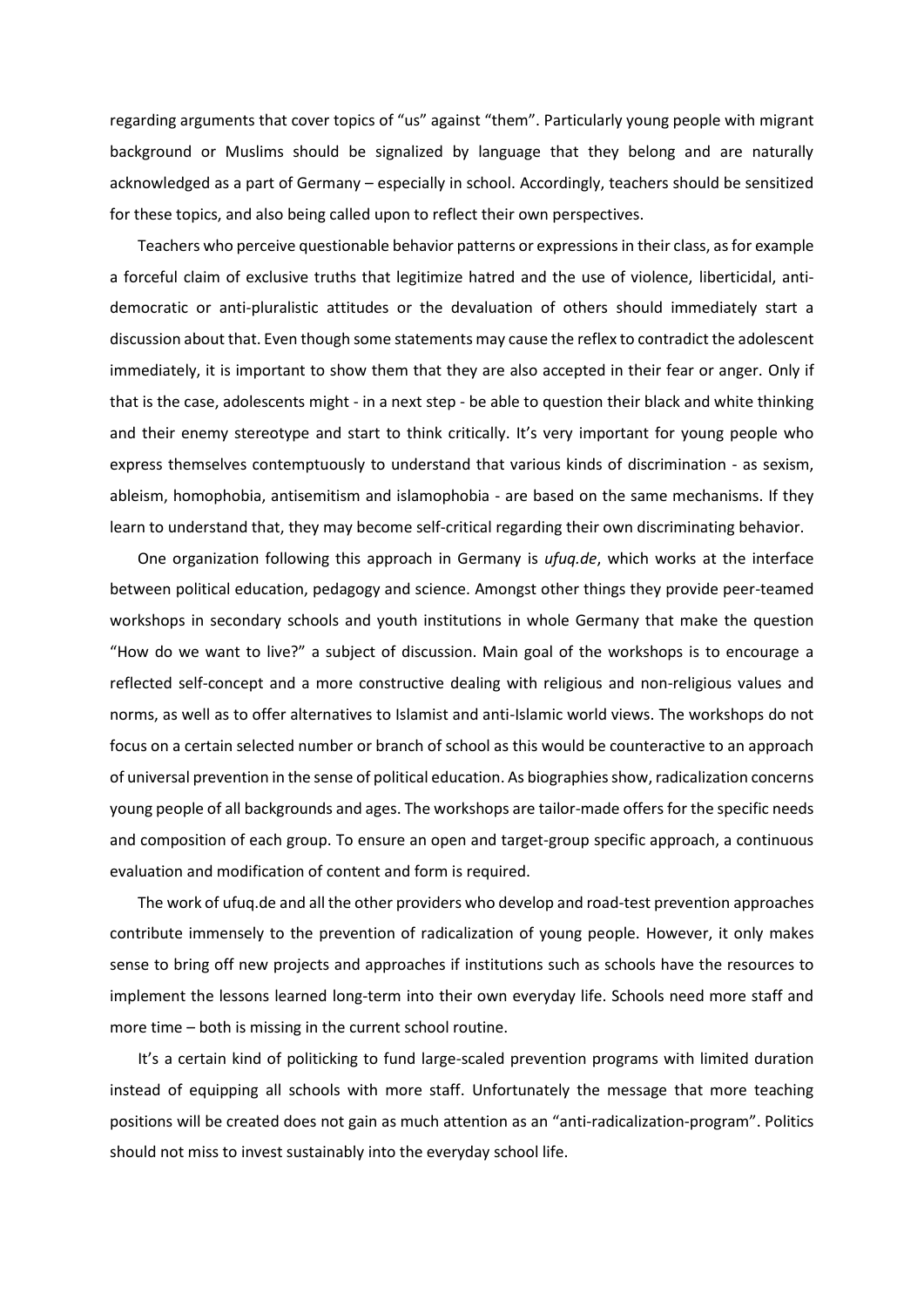regarding arguments that cover topics of "us" against "them". Particularly young people with migrant background or Muslims should be signalized by language that they belong and are naturally acknowledged as a part of Germany – especially in school. Accordingly, teachers should be sensitized for these topics, and also being called upon to reflect their own perspectives.

Teachers who perceive questionable behavior patterns or expressions in their class, as for example a forceful claim of exclusive truths that legitimize hatred and the use of violence, liberticidal, anti-democratic or anti-pluralistic attitudes or the devaluation of others should immediately start a discussion about that. Even though some statements may cause the reflex to contradict the adolescent immediately, it is important to show them that they are also accepted in their fear or anger. Only if that is the case, adolescents might - in a next step - be able to question their black and white thinking and their enemy stereotype and start to think critically. It's very important for young people who express themselves contemptuously to understand that various kinds of discrimination - as sexism, ableism, homophobia, antisemitism and islamophobia - are based on the same mechanisms. If they learn to understand that, they may become self-critical regarding their own discriminating behavior.

One organization following this approach in Germany is *ufuq.de*, which works at the interface between political education, pedagogy and science. Amongst other things they provide peer-teamed workshops in secondary schools and youth institutions in whole Germany that make the question "How do we want to live?" a subject of discussion. Main goal of the workshops is to encourage a reflected self-concept and a more constructive dealing with religious and non-religious values and norms, as well as to offer alternatives to Islamist and anti-Islamic world views. The workshops do not focus on a certain selected number or branch of school as this would be counteractive to an approach of universal prevention in the sense of political education. As biographies show, radicalization concerns young people of all backgrounds and ages. The workshops are tailor-made offers for the specific needs and composition of each group. To ensure an open and target-group specific approach, a continuous evaluation and modification of content and form is required.

The work of ufuq.de and all the other providers who develop and road-test prevention approaches contribute immensely to the prevention of radicalization of young people. However, it only makes sense to bring off new projects and approaches if institutions such as schools have the resources to implement the lessons learned long-term into their own everyday life. Schools need more staff and more time – both is missing in the current school routine.

It's a certain kind of politicking to fund large-scaled prevention programs with limited duration instead of equipping all schools with more staff. Unfortunately the message that more teaching positions will be created does not gain as much attention as an "anti-radicalization-program". Politics should not miss to invest sustainably into the everyday school life.